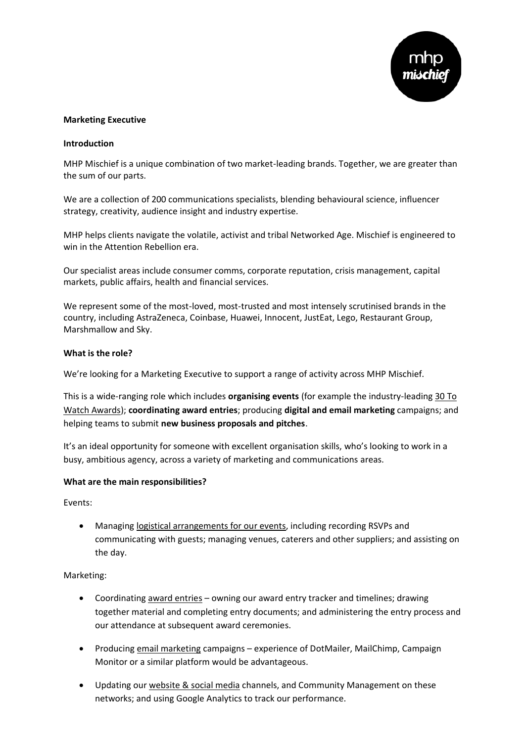**Marketing Executive**

**Introduction**

MHP Mischief is a unique combination of two market-leading brands. Together, we are greater than the sum of our parts.

We are a collection of 200 communications specialists, blending behavioural science, influencer strategy, creativity, audience insight and industry expertise.

MHP helps clients navigate the volatile, activist and tribal Networked Age. Mischief is engineered to win in the Attention Rebellion era.

Our specialist areas include consumer comms, corporate reputation, crisis management, capital markets, public affairs, health and financial services.

We represent some of the most-loved, most-trusted and most intensely scrutinised brands in the country, including AstraZeneca, Coinbase, Huawei, Innocent, JustEat, Lego, Restaurant Group, Marshmallow and Sky.

**What is the role?**

We're looking for a Marketing Executive to support a range of activity across MHP Mischief.

This is a wide-ranging role which includes **organising events** (for example the industry-leading 30 To Watch Awards); **coordinating award entries**; producing **digital and email marketing** campaigns; and helping teams to submit **new business proposals and pitches**.

It's an ideal opportunity for someone with excellent organisation skills, who's looking to work in a busy, ambitious agency, across a variety of marketing and communications areas.

**What are the main responsibilities?**

Events:

- Managing logistical arrangements for our events, including recording RSVPs and communicating with guests; managing venues, caterers and other suppliers; and assisting on the day.

Marketing:

- Coordinating award entries – owning our award entry tracker and timelines; drawing together material and completing entry documents; and administering the entry process and our attendance at subsequent award ceremonies.
- Producing email marketing campaigns – experience of DotMailer, MailChimp, Campaign Monitor or a similar platform would be advantageous.
- Updating our website & social media channels, and Community Management on these networks; and using Google Analytics to track our performance.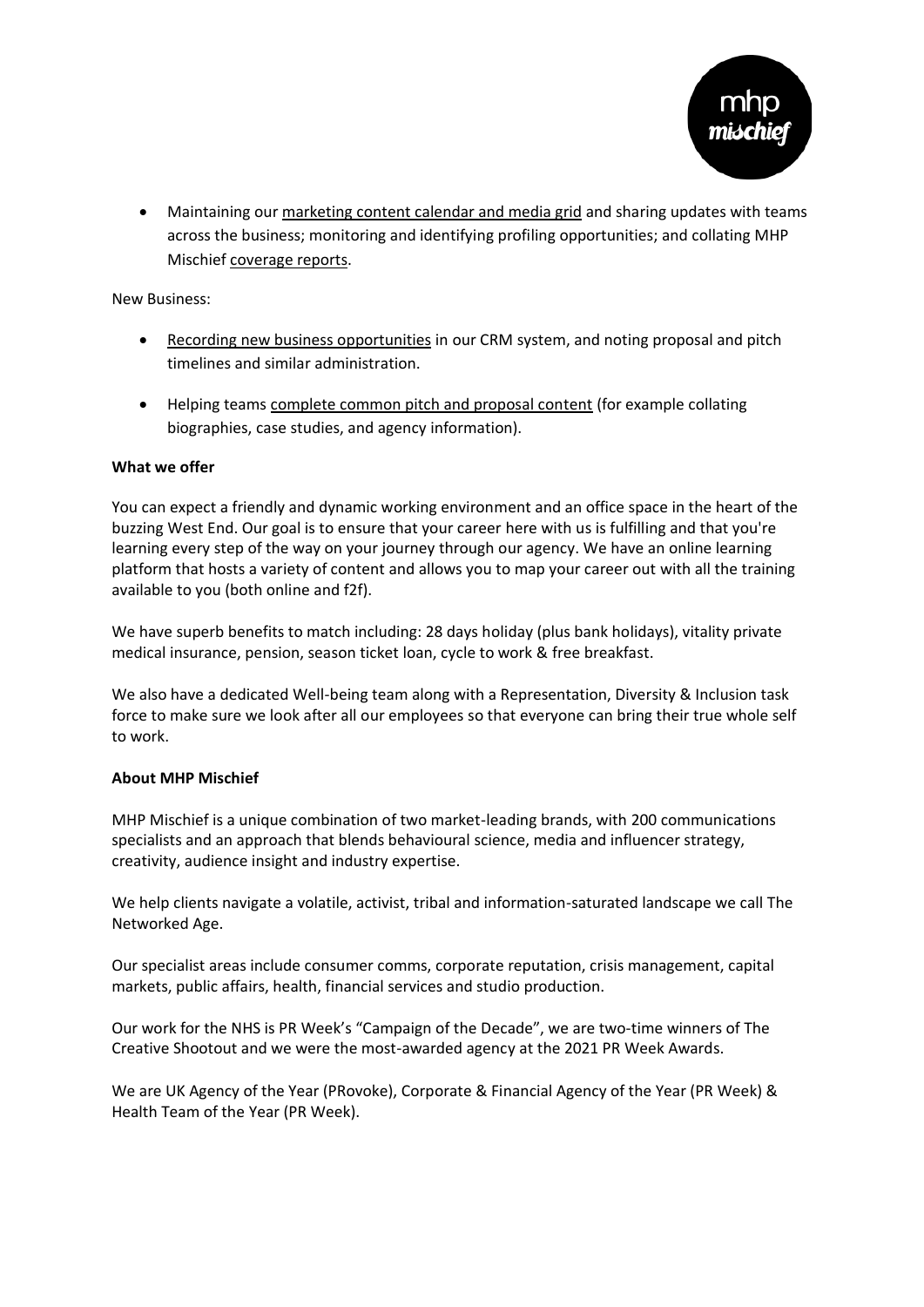- Maintaining our marketing content calendar and media grid and sharing updates with teams across the business; monitoring and identifying profiling opportunities; and collating MHP Mischief coverage reports.

New Business:

- Recording new business opportunities in our CRM system, and noting proposal and pitch timelines and similar administration.
- Helping teams complete common pitch and proposal content (for example collating biographies, case studies, and agency information).

**What we offer**

You can expect a friendly and dynamic working environment and an office space in the heart of the buzzing West End. Our goal is to ensure that your career here with us is fulfilling and that you're learning every step of the way on your journey through our agency. We have an online learning platform that hosts a variety of content and allows you to map your career out with all the training available to you (both online and f2f).

We have superb benefits to match including: 28 days holiday (plus bank holidays), vitality private medical insurance, pension, season ticket loan, cycle to work & free breakfast.

We also have a dedicated Well-being team along with a Representation, Diversity & Inclusion task force to make sure we look after all our employees so that everyone can bring their true whole self to work.

**About MHP Mischief**

MHP Mischief is a unique combination of two market-leading brands, with 200 communications specialists and an approach that blends behavioural science, media and influencer strategy, creativity, audience insight and industry expertise.

We help clients navigate a volatile, activist, tribal and information-saturated landscape we call The Networked Age.

Our specialist areas include consumer comms, corporate reputation, crisis management, capital markets, public affairs, health, financial services and studio production.

Our work for the NHS is PR Week's "Campaign of the Decade", we are two-time winners of The Creative Shootout and we were the most-awarded agency at the 2021 PR Week Awards.

We are UK Agency of the Year (PRovoke), Corporate & Financial Agency of the Year (PR Week) & Health Team of the Year (PR Week).